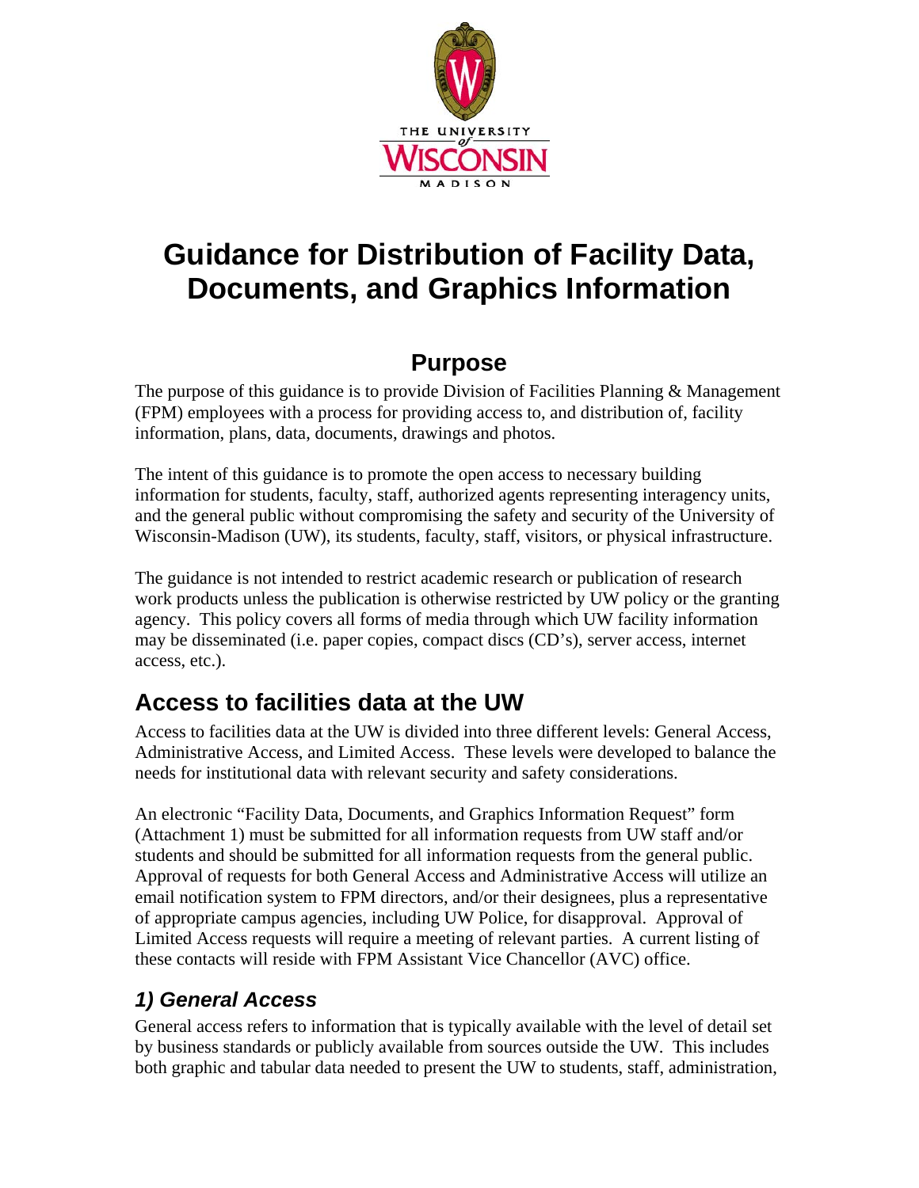# Guidance for Distribution of Facility Data, Documents, and Graphics Information

## Purpose

The purpose of this guidance is to provide Division of Facilities Planning & Management (FPM) employees with a process for providing access to, and distribution of, facility information, plans, data, documents, drawings and photos.

The intent of this guidance is to promote the open access to necessary building information for students, faculty, staff, authorized agents representing interagency units, and the general public without compromising the safety and security of the University of Wisconsin-Madison (UW), its students, faculty, staff, visitors, or physical infrastructure.

The guidance is not intended to restrict academic research or publication of research work products unless the publication is otherwise restricted by UW policy or the granting agency. This policy covers all forms of media through which UW facility information may be disseminated (i.e. paper copies, compact discs (CD's), server access, internet access, etc.).

## Access to facilities data at the UW

Access to facilities data at the UW is divided into three different levels: General Access, Administrative Access, and Limited Access. These levels were developed to balance the needs for institutional data with relevant security and safety considerations.

An electronic "Facility Data, Documents, and Graphics Information Request" form (Attachment 1) must be submitted for all information requests from UW staff and/or students and should be submitted for all information requests from the general public. Approval of requests for both General Access and Administrative Access will utilize an email notification system to FPM directors, and/or their designees, plus a representative of appropriate campus agencies, including UW Police, for disapproval. Approval of Limited Access requests will require a meeting of relevant parties. A current listing of these contacts will reside with FPM Assistant Vice Chancellor (AVC) office.

### *1) General Access*

General access refers to information that is typically available with the level of detail set by business standards or publicly available from sources outside the UW. This includes both graphic and tabular data needed to present the UW to students, staff, administration,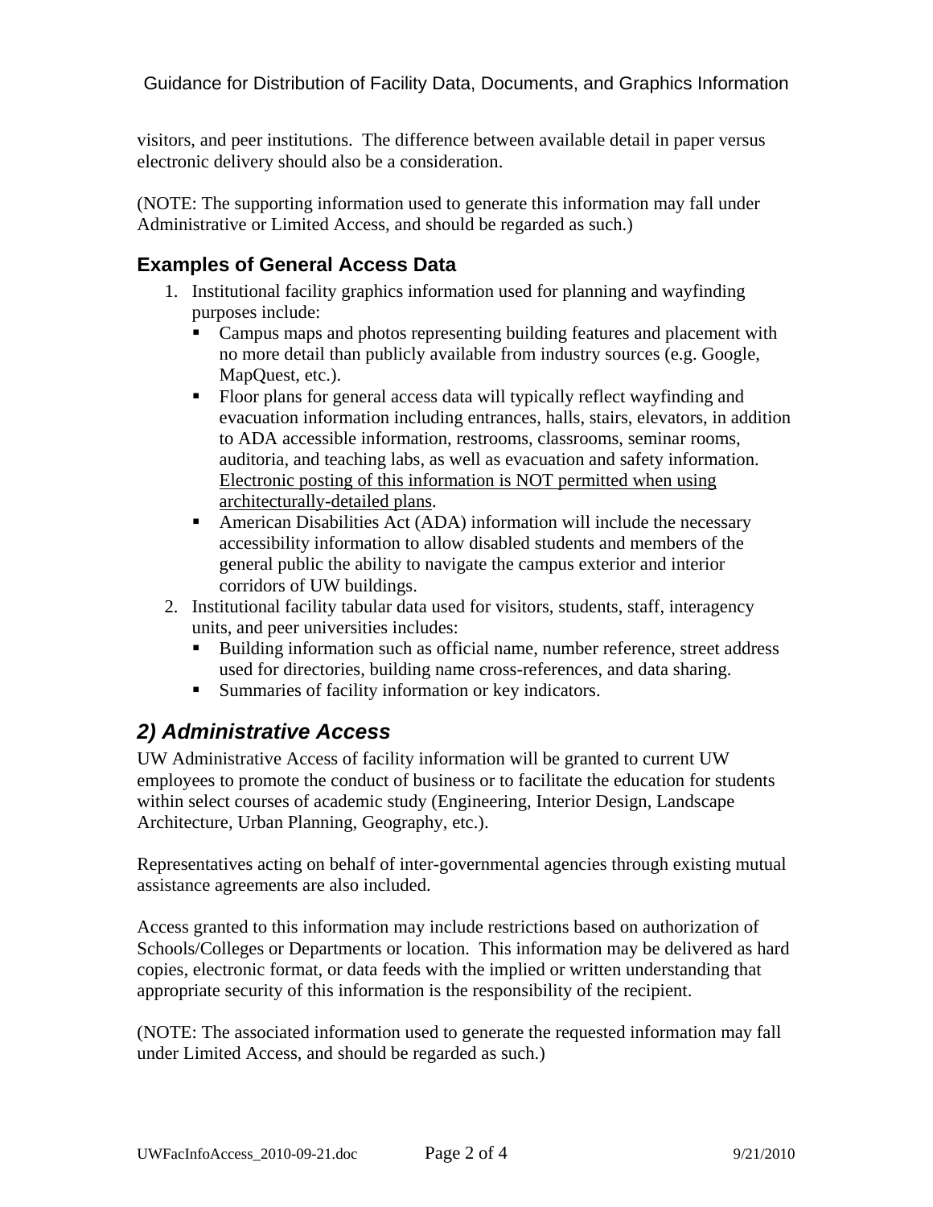visitors, and peer institutions. The difference between available detail in paper versus electronic delivery should also be a consideration.

(NOTE: The supporting information used to generate this information may fall under Administrative or Limited Access, and should be regarded as such.)

### Examples of General Access Data

1. Institutional facility graphics information used for planning and wayfinding purposes include:
   - Campus maps and photos representing building features and placement with no more detail than publicly available from industry sources (e.g. Google, MapQuest, etc.).
   - Floor plans for general access data will typically reflect wayfinding and evacuation information including entrances, halls, stairs, elevators, in addition to ADA accessible information, restrooms, classrooms, seminar rooms, auditoria, and teaching labs, as well as evacuation and safety information. <u>Electronic posting of this information is NOT permitted when using architecturally-detailed plans</u>.
   - American Disabilities Act (ADA) information will include the necessary accessibility information to allow disabled students and members of the general public the ability to navigate the campus exterior and interior corridors of UW buildings.
2. Institutional facility tabular data used for visitors, students, staff, interagency units, and peer universities includes:
   - Building information such as official name, number reference, street address used for directories, building name cross-references, and data sharing.
   - Summaries of facility information or key indicators.

## *2) Administrative Access*

UW Administrative Access of facility information will be granted to current UW employees to promote the conduct of business or to facilitate the education for students within select courses of academic study (Engineering, Interior Design, Landscape Architecture, Urban Planning, Geography, etc.).

Representatives acting on behalf of inter-governmental agencies through existing mutual assistance agreements are also included.

Access granted to this information may include restrictions based on authorization of Schools/Colleges or Departments or location. This information may be delivered as hard copies, electronic format, or data feeds with the implied or written understanding that appropriate security of this information is the responsibility of the recipient.

(NOTE: The associated information used to generate the requested information may fall under Limited Access, and should be regarded as such.)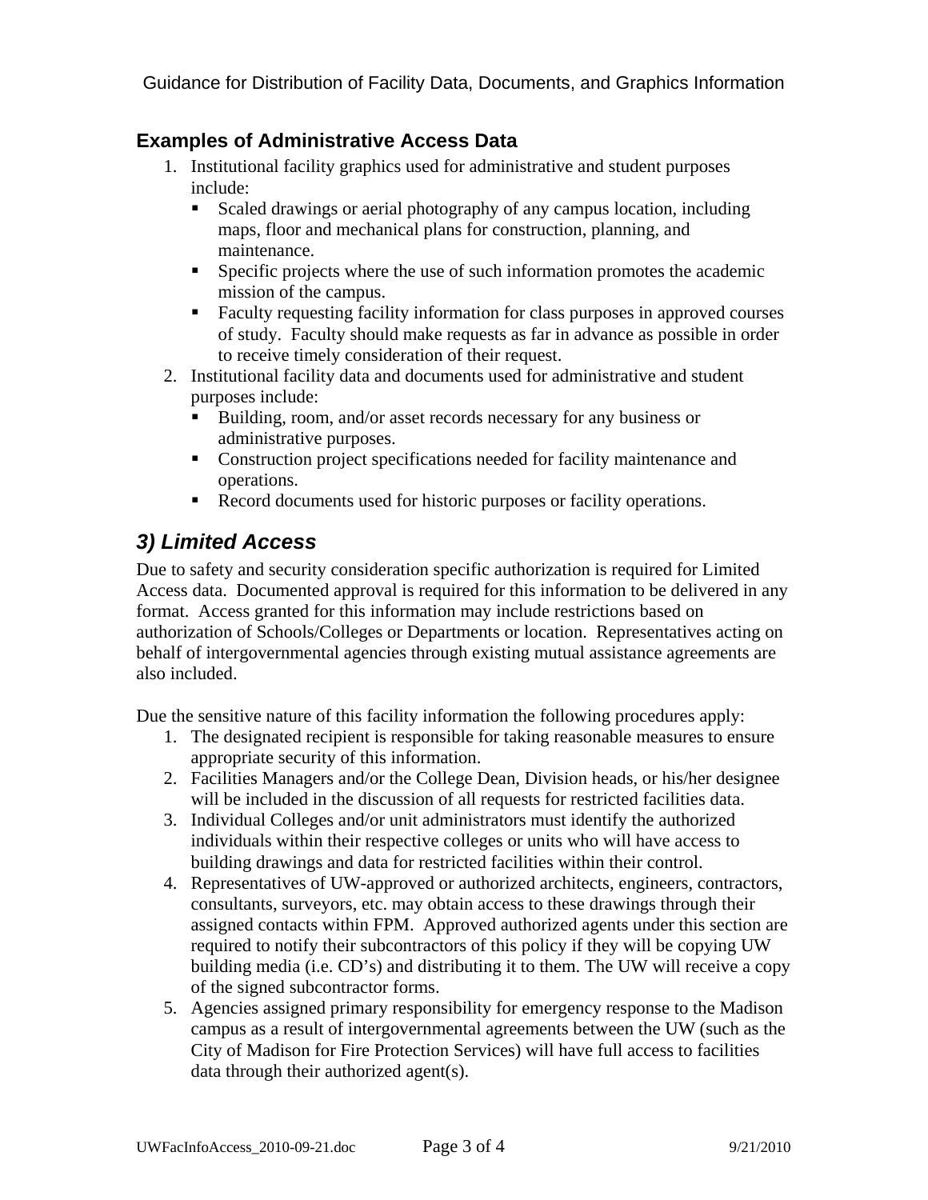### Examples of Administrative Access Data

1. Institutional facility graphics used for administrative and student purposes include:
   - Scaled drawings or aerial photography of any campus location, including maps, floor and mechanical plans for construction, planning, and maintenance.
   - Specific projects where the use of such information promotes the academic mission of the campus.
   - Faculty requesting facility information for class purposes in approved courses of study. Faculty should make requests as far in advance as possible in order to receive timely consideration of their request.
2. Institutional facility data and documents used for administrative and student purposes include:
   - Building, room, and/or asset records necessary for any business or administrative purposes.
   - Construction project specifications needed for facility maintenance and operations.
   - Record documents used for historic purposes or facility operations.

## *3) Limited Access*

Due to safety and security consideration specific authorization is required for Limited Access data. Documented approval is required for this information to be delivered in any format. Access granted for this information may include restrictions based on authorization of Schools/Colleges or Departments or location. Representatives acting on behalf of intergovernmental agencies through existing mutual assistance agreements are also included.

Due the sensitive nature of this facility information the following procedures apply:

1. The designated recipient is responsible for taking reasonable measures to ensure appropriate security of this information.
2. Facilities Managers and/or the College Dean, Division heads, or his/her designee will be included in the discussion of all requests for restricted facilities data.
3. Individual Colleges and/or unit administrators must identify the authorized individuals within their respective colleges or units who will have access to building drawings and data for restricted facilities within their control.
4. Representatives of UW-approved or authorized architects, engineers, contractors, consultants, surveyors, etc. may obtain access to these drawings through their assigned contacts within FPM. Approved authorized agents under this section are required to notify their subcontractors of this policy if they will be copying UW building media (i.e. CD's) and distributing it to them. The UW will receive a copy of the signed subcontractor forms.
5. Agencies assigned primary responsibility for emergency response to the Madison campus as a result of intergovernmental agreements between the UW (such as the City of Madison for Fire Protection Services) will have full access to facilities data through their authorized agent(s).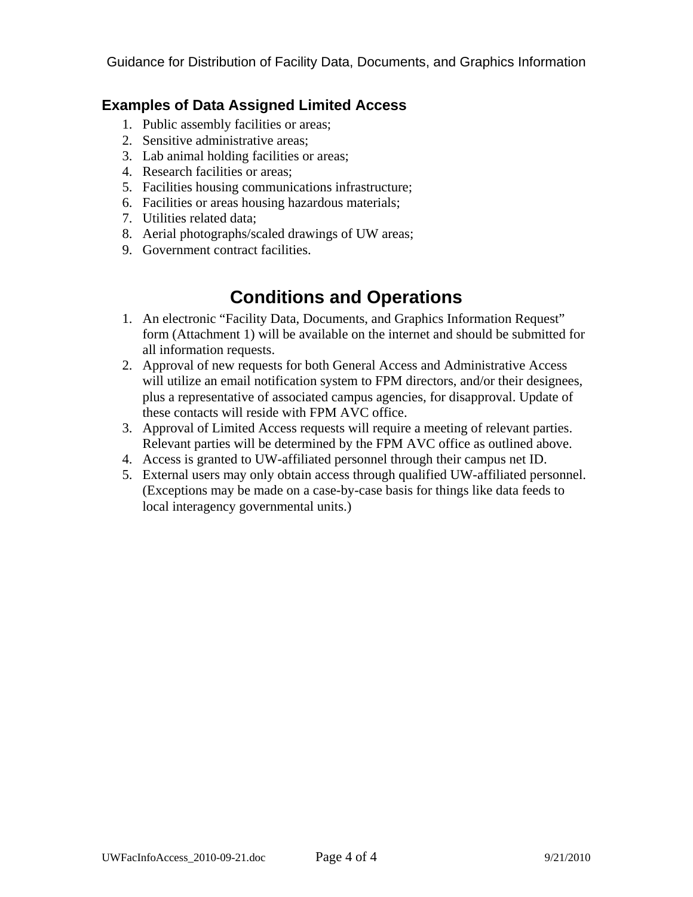## Examples of Data Assigned Limited Access

1. Public assembly facilities or areas;
2. Sensitive administrative areas;
3. Lab animal holding facilities or areas;
4. Research facilities or areas;
5. Facilities housing communications infrastructure;
6. Facilities or areas housing hazardous materials;
7. Utilities related data;
8. Aerial photographs/scaled drawings of UW areas;
9. Government contract facilities.

# Conditions and Operations

1. An electronic "Facility Data, Documents, and Graphics Information Request" form (Attachment 1) will be available on the internet and should be submitted for all information requests.
2. Approval of new requests for both General Access and Administrative Access will utilize an email notification system to FPM directors, and/or their designees, plus a representative of associated campus agencies, for disapproval. Update of these contacts will reside with FPM AVC office.
3. Approval of Limited Access requests will require a meeting of relevant parties. Relevant parties will be determined by the FPM AVC office as outlined above.
4. Access is granted to UW-affiliated personnel through their campus net ID.
5. External users may only obtain access through qualified UW-affiliated personnel. (Exceptions may be made on a case-by-case basis for things like data feeds to local interagency governmental units.)